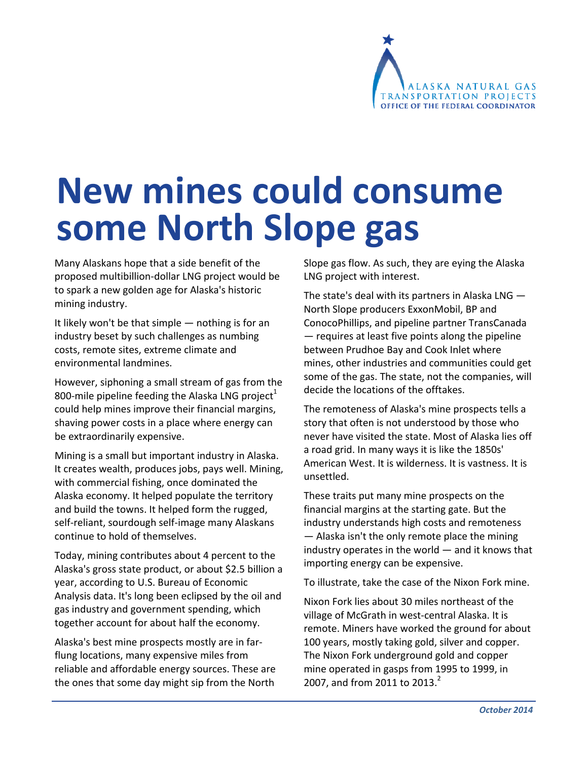# New mines could consume some North Slope gas

Many Alaskans hope that a side benefit of the proposed multibillion-dollar LNG project would be to spark a new golden age for Alaska's historic mining industry.

It likely won't be that simple — nothing is for an industry beset by such challenges as numbing costs, remote sites, extreme climate and environmental landmines.

However, siphoning a small stream of gas from the 800-mile pipeline feeding the Alaska LNG project[1] could help mines improve their financial margins, shaving power costs in a place where energy can be extraordinarily expensive.

Mining is a small but important industry in Alaska. It creates wealth, produces jobs, pays well. Mining, with commercial fishing, once dominated the Alaska economy. It helped populate the territory and build the towns. It helped form the rugged, self-reliant, sourdough self-image many Alaskans continue to hold of themselves.

Today, mining contributes about 4 percent to the Alaska's gross state product, or about $2.5 billion a year, according to U.S. Bureau of Economic Analysis data. It's long been eclipsed by the oil and gas industry and government spending, which together account for about half the economy.

Alaska's best mine prospects mostly are in far-flung locations, many expensive miles from reliable and affordable energy sources. These are the ones that some day might sip from the North Slope gas flow. As such, they are eying the Alaska LNG project with interest.

The state's deal with its partners in Alaska LNG — North Slope producers ExxonMobil, BP and ConocoPhillips, and pipeline partner TransCanada — requires at least five points along the pipeline between Prudhoe Bay and Cook Inlet where mines, other industries and communities could get some of the gas. The state, not the companies, will decide the locations of the offtakes.

The remoteness of Alaska's mine prospects tells a story that often is not understood by those who never have visited the state. Most of Alaska lies off a road grid. In many ways it is like the 1850s' American West. It is wilderness. It is vastness. It is unsettled.

These traits put many mine prospects on the financial margins at the starting gate. But the industry understands high costs and remoteness — Alaska isn't the only remote place the mining industry operates in the world — and it knows that importing energy can be expensive.

To illustrate, take the case of the Nixon Fork mine.

Nixon Fork lies about 30 miles northeast of the village of McGrath in west-central Alaska. It is remote. Miners have worked the ground for about 100 years, mostly taking gold, silver and copper. The Nixon Fork underground gold and copper mine operated in gasps from 1995 to 1999, in 2007, and from 2011 to 2013.[2]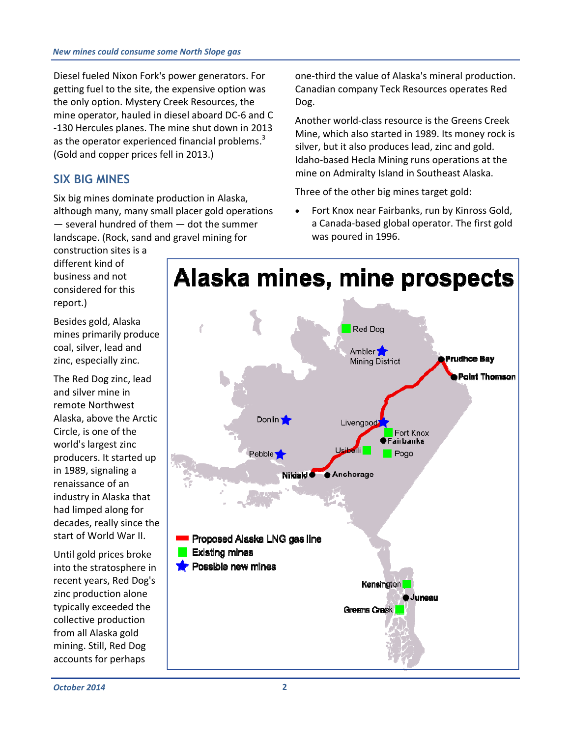Diesel fueled Nixon Fork's power generators. For getting fuel to the site, the expensive option was the only option. Mystery Creek Resources, the mine operator, hauled in diesel aboard DC-6 and C-130 Hercules planes. The mine shut down in 2013 as the operator experienced financial problems.[3] (Gold and copper prices fell in 2013.)

## SIX BIG MINES

Six big mines dominate production in Alaska, although many, many small placer gold operations — several hundred of them — dot the summer landscape. (Rock, sand and gravel mining for construction sites is a different kind of business and not considered for this report.)

Besides gold, Alaska mines primarily produce coal, silver, lead and zinc, especially zinc.

The Red Dog zinc, lead and silver mine in remote Northwest Alaska, above the Arctic Circle, is one of the world's largest zinc producers. It started up in 1989, signaling a renaissance of an industry in Alaska that had limped along for decades, really since the start of World War II.

Until gold prices broke into the stratosphere in recent years, Red Dog's zinc production alone typically exceeded the collective production from all Alaska gold mining. Still, Red Dog accounts for perhaps one-third the value of Alaska's mineral production. Canadian company Teck Resources operates Red Dog.

Another world-class resource is the Greens Creek Mine, which also started in 1989. Its money rock is silver, but it also produces lead, zinc and gold. Idaho-based Hecla Mining runs operations at the mine on Admiralty Island in Southeast Alaska.

Three of the other big mines target gold:

- Fort Knox near Fairbanks, run by Kinross Gold, a Canada-based global operator. The first gold was poured in 1996.

**Alaska mines, mine prospects**

Red Dog, Ambler Mining District, Prudhoe Bay, Point Thomson, Donlin, Livengood, Fort Knox, Fairbanks, Pebble, Usibelli, Pogo, Nikiski, Anchorage, Kensington, Juneau, Greens Creek

- Proposed Alaska LNG gas line
- Existing mines
- Possible new mines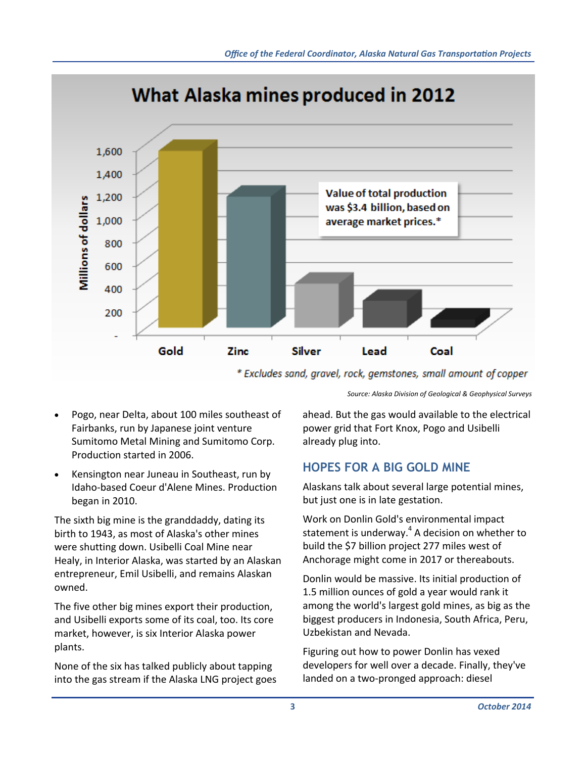## What Alaska mines produced in 2012

Millions of dollars

Gold, Zinc, Silver, Lead, Coal

Value of total production was $3.4 billion, based on average market prices.*

*\* Excludes sand, gravel, rock, gemstones, small amount of copper*

*Source: Alaska Division of Geological & Geophysical Surveys*

- Pogo, near Delta, about 100 miles southeast of Fairbanks, run by Japanese joint venture Sumitomo Metal Mining and Sumitomo Corp. Production started in 2006.
- Kensington near Juneau in Southeast, run by Idaho-based Coeur d'Alene Mines. Production began in 2010.

The sixth big mine is the granddaddy, dating its birth to 1943, as most of Alaska's other mines were shutting down. Usibelli Coal Mine near Healy, in Interior Alaska, was started by an Alaskan entrepreneur, Emil Usibelli, and remains Alaskan owned.

The five other big mines export their production, and Usibelli exports some of its coal, too. Its core market, however, is six Interior Alaska power plants.

None of the six has talked publicly about tapping into the gas stream if the Alaska LNG project goes ahead. But the gas would available to the electrical power grid that Fort Knox, Pogo and Usibelli already plug into.

## HOPES FOR A BIG GOLD MINE

Alaskans talk about several large potential mines, but just one is in late gestation.

Work on Donlin Gold's environmental impact statement is underway.[4] A decision on whether to build the $7 billion project 277 miles west of Anchorage might come in 2017 or thereabouts.

Donlin would be massive. Its initial production of 1.5 million ounces of gold a year would rank it among the world's largest gold mines, as big as the biggest producers in Indonesia, South Africa, Peru, Uzbekistan and Nevada.

Figuring out how to power Donlin has vexed developers for well over a decade. Finally, they've landed on a two-pronged approach: diesel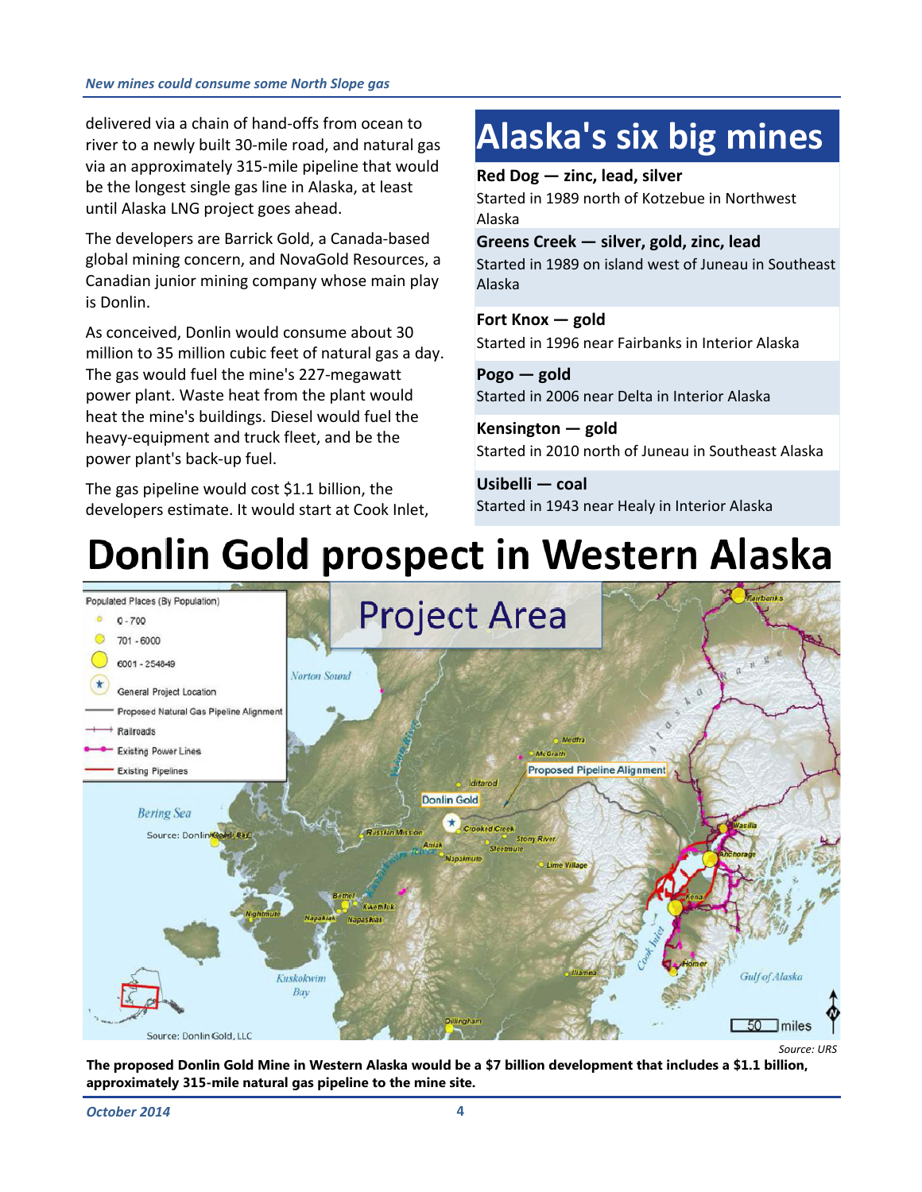delivered via a chain of hand-offs from ocean to river to a newly built 30-mile road, and natural gas via an approximately 315-mile pipeline that would be the longest single gas line in Alaska, at least until Alaska LNG project goes ahead.

The developers are Barrick Gold, a Canada-based global mining concern, and NovaGold Resources, a Canadian junior mining company whose main play is Donlin.

As conceived, Donlin would consume about 30 million to 35 million cubic feet of natural gas a day. The gas would fuel the mine's 227-megawatt power plant. Waste heat from the plant would heat the mine's buildings. Diesel would fuel the heavy-equipment and truck fleet, and be the power plant's back-up fuel.

The gas pipeline would cost $1.1 billion, the developers estimate. It would start at Cook Inlet,

## Alaska's six big mines

**Red Dog — zinc, lead, silver**
Started in 1989 north of Kotzebue in Northwest Alaska

**Greens Creek — silver, gold, zinc, lead**
Started in 1989 on island west of Juneau in Southeast Alaska

**Fort Knox — gold**
Started in 1996 near Fairbanks in Interior Alaska

**Pogo — gold**
Started in 2006 near Delta in Interior Alaska

**Kensington — gold**
Started in 2010 north of Juneau in Southeast Alaska

**Usibelli — coal**
Started in 1943 near Healy in Interior Alaska

# Donlin Gold prospect in Western Alaska

Source: URS

**The proposed Donlin Gold Mine in Western Alaska would be a $7 billion development that includes a $1.1 billion, approximately 315-mile natural gas pipeline to the mine site.**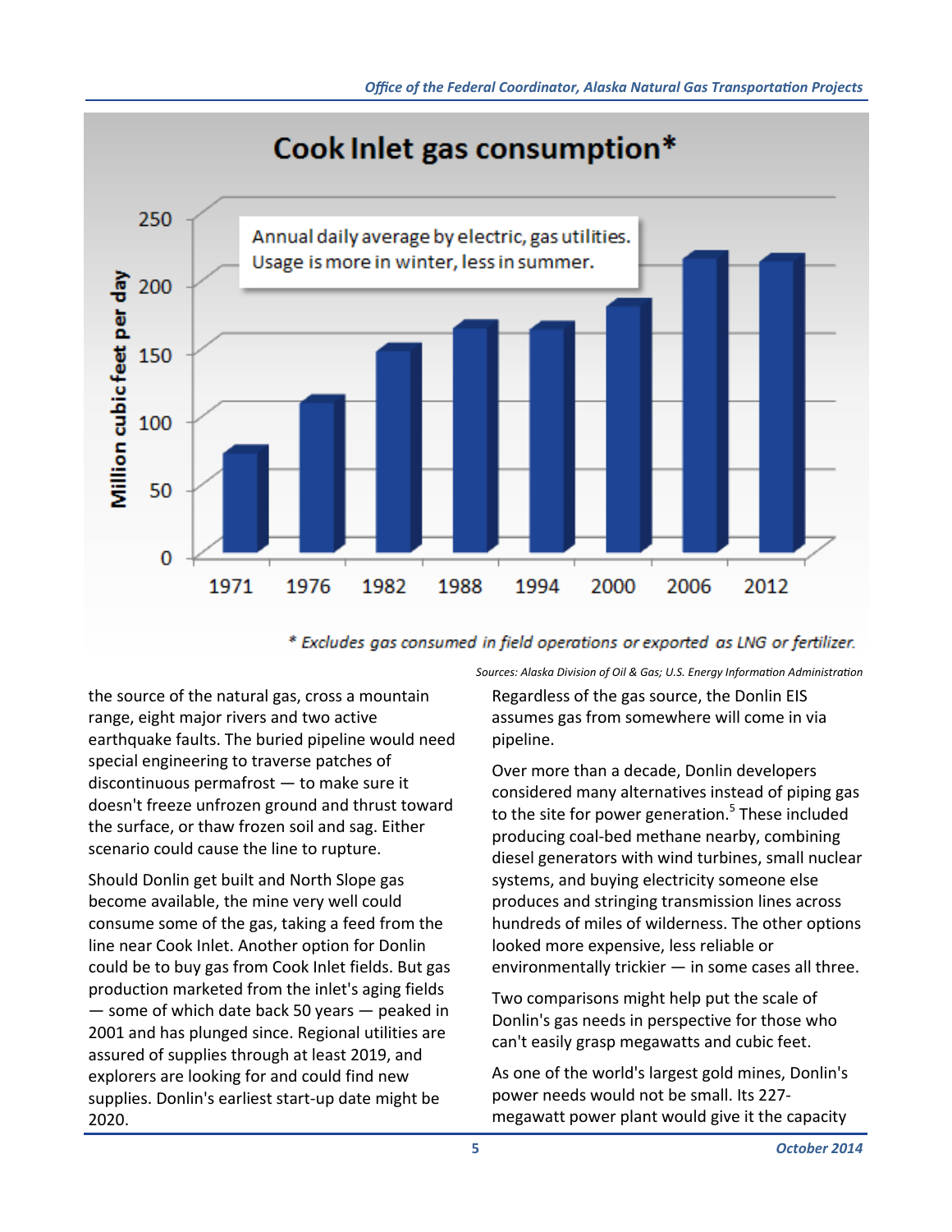## Cook Inlet gas consumption*

Annual daily average by electric, gas utilities. Usage is more in winter, less in summer.

Million cubic feet per day

| Year | Approx. value |
|---|---|
| 1971 | ~73 |
| 1976 | ~110 |
| 1982 | ~148 |
| 1988 | ~165 |
| 1994 | ~164 |
| 2000 | ~181 |
| 2006 | ~217 |
| 2012 | ~215 |

\* Excludes gas consumed in field operations or exported as LNG or fertilizer.

*Sources: Alaska Division of Oil & Gas; U.S. Energy Information Administration*

the source of the natural gas, cross a mountain range, eight major rivers and two active earthquake faults. The buried pipeline would need special engineering to traverse patches of discontinuous permafrost — to make sure it doesn't freeze unfrozen ground and thrust toward the surface, or thaw frozen soil and sag. Either scenario could cause the line to rupture.

Should Donlin get built and North Slope gas become available, the mine very well could consume some of the gas, taking a feed from the line near Cook Inlet. Another option for Donlin could be to buy gas from Cook Inlet fields. But gas production marketed from the inlet's aging fields — some of which date back 50 years — peaked in 2001 and has plunged since. Regional utilities are assured of supplies through at least 2019, and explorers are looking for and could find new supplies. Donlin's earliest start-up date might be 2020.

Regardless of the gas source, the Donlin EIS assumes gas from somewhere will come in via pipeline.

Over more than a decade, Donlin developers considered many alternatives instead of piping gas to the site for power generation.[5] These included producing coal-bed methane nearby, combining diesel generators with wind turbines, small nuclear systems, and buying electricity someone else produces and stringing transmission lines across hundreds of miles of wilderness. The other options looked more expensive, less reliable or environmentally trickier — in some cases all three.

Two comparisons might help put the scale of Donlin's gas needs in perspective for those who can't easily grasp megawatts and cubic feet.

As one of the world's largest gold mines, Donlin's power needs would not be small. Its 227-megawatt power plant would give it the capacity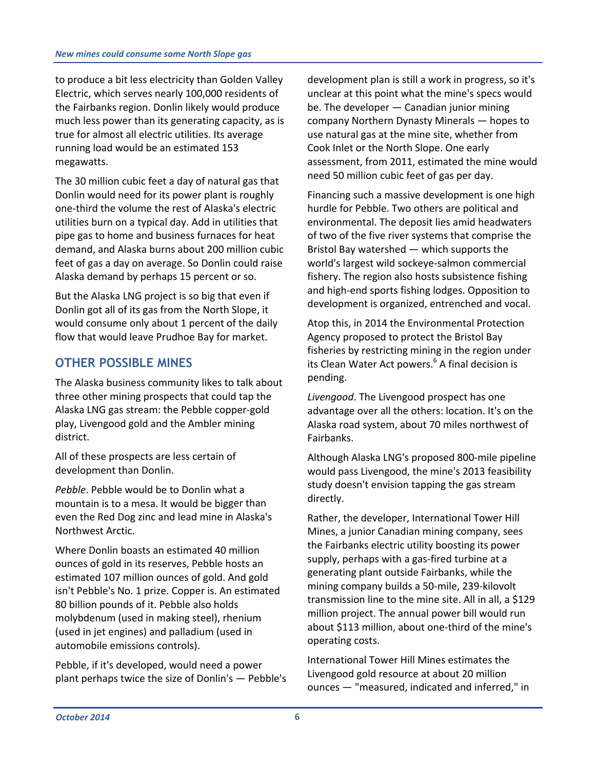to produce a bit less electricity than Golden Valley Electric, which serves nearly 100,000 residents of the Fairbanks region. Donlin likely would produce much less power than its generating capacity, as is true for almost all electric utilities. Its average running load would be an estimated 153 megawatts.

The 30 million cubic feet a day of natural gas that Donlin would need for its power plant is roughly one-third the volume the rest of Alaska's electric utilities burn on a typical day. Add in utilities that pipe gas to home and business furnaces for heat demand, and Alaska burns about 200 million cubic feet of gas a day on average. So Donlin could raise Alaska demand by perhaps 15 percent or so.

But the Alaska LNG project is so big that even if Donlin got all of its gas from the North Slope, it would consume only about 1 percent of the daily flow that would leave Prudhoe Bay for market.

## OTHER POSSIBLE MINES

The Alaska business community likes to talk about three other mining prospects that could tap the Alaska LNG gas stream: the Pebble copper-gold play, Livengood gold and the Ambler mining district.

All of these prospects are less certain of development than Donlin.

*Pebble*. Pebble would be to Donlin what a mountain is to a mesa. It would be bigger than even the Red Dog zinc and lead mine in Alaska's Northwest Arctic.

Where Donlin boasts an estimated 40 million ounces of gold in its reserves, Pebble hosts an estimated 107 million ounces of gold. And gold isn't Pebble's No. 1 prize. Copper is. An estimated 80 billion pounds of it. Pebble also holds molybdenum (used in making steel), rhenium (used in jet engines) and palladium (used in automobile emissions controls).

Pebble, if it's developed, would need a power plant perhaps twice the size of Donlin's — Pebble's development plan is still a work in progress, so it's unclear at this point what the mine's specs would be. The developer — Canadian junior mining company Northern Dynasty Minerals — hopes to use natural gas at the mine site, whether from Cook Inlet or the North Slope. One early assessment, from 2011, estimated the mine would need 50 million cubic feet of gas per day.

Financing such a massive development is one high hurdle for Pebble. Two others are political and environmental. The deposit lies amid headwaters of two of the five river systems that comprise the Bristol Bay watershed — which supports the world's largest wild sockeye-salmon commercial fishery. The region also hosts subsistence fishing and high-end sports fishing lodges. Opposition to development is organized, entrenched and vocal.

Atop this, in 2014 the Environmental Protection Agency proposed to protect the Bristol Bay fisheries by restricting mining in the region under its Clean Water Act powers.[6] A final decision is pending.

*Livengood*. The Livengood prospect has one advantage over all the others: location. It's on the Alaska road system, about 70 miles northwest of Fairbanks.

Although Alaska LNG's proposed 800-mile pipeline would pass Livengood, the mine's 2013 feasibility study doesn't envision tapping the gas stream directly.

Rather, the developer, International Tower Hill Mines, a junior Canadian mining company, sees the Fairbanks electric utility boosting its power supply, perhaps with a gas-fired turbine at a generating plant outside Fairbanks, while the mining company builds a 50-mile, 239-kilovolt transmission line to the mine site. All in all, a $129 million project. The annual power bill would run about $113 million, about one-third of the mine's operating costs.

International Tower Hill Mines estimates the Livengood gold resource at about 20 million ounces — "measured, indicated and inferred," in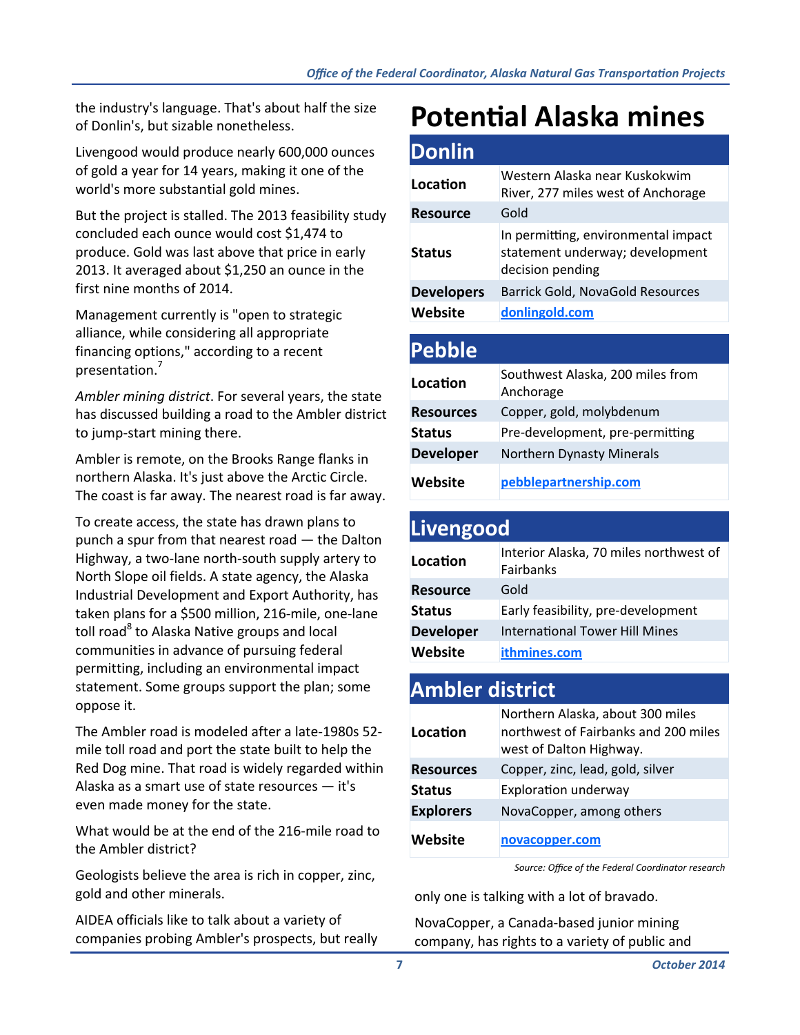the industry's language. That's about half the size of Donlin's, but sizable nonetheless.

Livengood would produce nearly 600,000 ounces of gold a year for 14 years, making it one of the world's more substantial gold mines.

But the project is stalled. The 2013 feasibility study concluded each ounce would cost $1,474 to produce. Gold was last above that price in early 2013. It averaged about $1,250 an ounce in the first nine months of 2014.

Management currently is "open to strategic alliance, while considering all appropriate financing options," according to a recent presentation.[7]

*Ambler mining district*. For several years, the state has discussed building a road to the Ambler district to jump-start mining there.

Ambler is remote, on the Brooks Range flanks in northern Alaska. It's just above the Arctic Circle. The coast is far away. The nearest road is far away.

To create access, the state has drawn plans to punch a spur from that nearest road — the Dalton Highway, a two-lane north-south supply artery to North Slope oil fields. A state agency, the Alaska Industrial Development and Export Authority, has taken plans for a $500 million, 216-mile, one-lane toll road[8] to Alaska Native groups and local communities in advance of pursuing federal permitting, including an environmental impact statement. Some groups support the plan; some oppose it.

The Ambler road is modeled after a late-1980s 52-mile toll road and port the state built to help the Red Dog mine. That road is widely regarded within Alaska as a smart use of state resources — it's even made money for the state.

What would be at the end of the 216-mile road to the Ambler district?

Geologists believe the area is rich in copper, zinc, gold and other minerals.

AIDEA officials like to talk about a variety of companies probing Ambler's prospects, but really only one is talking with a lot of bravado.

NovaCopper, a Canada-based junior mining company, has rights to a variety of public and

# Potential Alaska mines

## Donlin

| | |
|---|---|
| **Location** | Western Alaska near Kuskokwim River, 277 miles west of Anchorage |
| **Resource** | Gold |
| **Status** | In permitting, environmental impact statement underway; development decision pending |
| **Developers** | Barrick Gold, NovaGold Resources |
| **Website** | donlingold.com |

## Pebble

| | |
|---|---|
| **Location** | Southwest Alaska, 200 miles from Anchorage |
| **Resources** | Copper, gold, molybdenum |
| **Status** | Pre-development, pre-permitting |
| **Developer** | Northern Dynasty Minerals |
| **Website** | pebblepartnership.com |

## Livengood

| | |
|---|---|
| **Location** | Interior Alaska, 70 miles northwest of Fairbanks |
| **Resource** | Gold |
| **Status** | Early feasibility, pre-development |
| **Developer** | International Tower Hill Mines |
| **Website** | ithmines.com |

## Ambler district

| | |
|---|---|
| **Location** | Northern Alaska, about 300 miles northwest of Fairbanks and 200 miles west of Dalton Highway. |
| **Resources** | Copper, zinc, lead, gold, silver |
| **Status** | Exploration underway |
| **Explorers** | NovaCopper, among others |
| **Website** | novacopper.com |

*Source: Office of the Federal Coordinator research*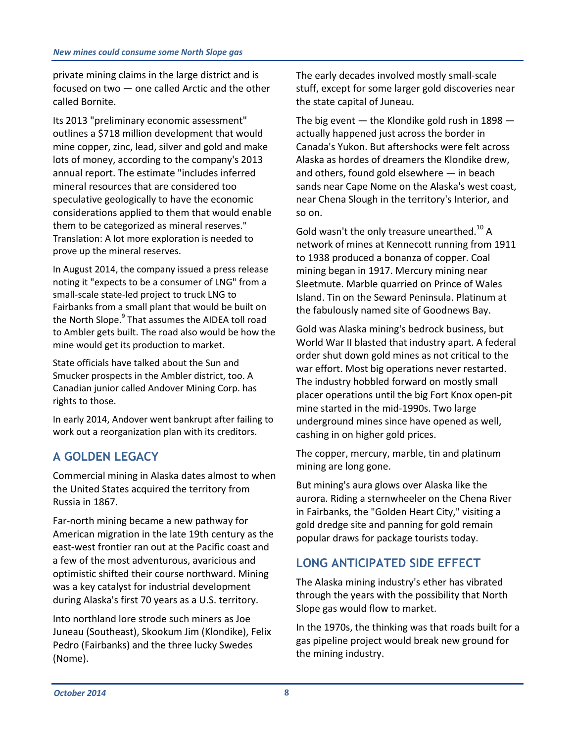private mining claims in the large district and is focused on two — one called Arctic and the other called Bornite.

Its 2013 "preliminary economic assessment" outlines a $718 million development that would mine copper, zinc, lead, silver and gold and make lots of money, according to the company's 2013 annual report. The estimate "includes inferred mineral resources that are considered too speculative geologically to have the economic considerations applied to them that would enable them to be categorized as mineral reserves." Translation: A lot more exploration is needed to prove up the mineral reserves.

In August 2014, the company issued a press release noting it "expects to be a consumer of LNG" from a small-scale state-led project to truck LNG to Fairbanks from a small plant that would be built on the North Slope.[9] That assumes the AIDEA toll road to Ambler gets built. The road also would be how the mine would get its production to market.

State officials have talked about the Sun and Smucker prospects in the Ambler district, too. A Canadian junior called Andover Mining Corp. has rights to those.

In early 2014, Andover went bankrupt after failing to work out a reorganization plan with its creditors.

## A GOLDEN LEGACY

Commercial mining in Alaska dates almost to when the United States acquired the territory from Russia in 1867.

Far-north mining became a new pathway for American migration in the late 19th century as the east-west frontier ran out at the Pacific coast and a few of the most adventurous, avaricious and optimistic shifted their course northward. Mining was a key catalyst for industrial development during Alaska's first 70 years as a U.S. territory.

Into northland lore strode such miners as Joe Juneau (Southeast), Skookum Jim (Klondike), Felix Pedro (Fairbanks) and the three lucky Swedes (Nome).

The early decades involved mostly small-scale stuff, except for some larger gold discoveries near the state capital of Juneau.

The big event — the Klondike gold rush in 1898 — actually happened just across the border in Canada's Yukon. But aftershocks were felt across Alaska as hordes of dreamers the Klondike drew, and others, found gold elsewhere — in beach sands near Cape Nome on the Alaska's west coast, near Chena Slough in the territory's Interior, and so on.

Gold wasn't the only treasure unearthed.[10] A network of mines at Kennecott running from 1911 to 1938 produced a bonanza of copper. Coal mining began in 1917. Mercury mining near Sleetmute. Marble quarried on Prince of Wales Island. Tin on the Seward Peninsula. Platinum at the fabulously named site of Goodnews Bay.

Gold was Alaska mining's bedrock business, but World War II blasted that industry apart. A federal order shut down gold mines as not critical to the war effort. Most big operations never restarted. The industry hobbled forward on mostly small placer operations until the big Fort Knox open-pit mine started in the mid-1990s. Two large underground mines since have opened as well, cashing in on higher gold prices.

The copper, mercury, marble, tin and platinum mining are long gone.

But mining's aura glows over Alaska like the aurora. Riding a sternwheeler on the Chena River in Fairbanks, the "Golden Heart City," visiting a gold dredge site and panning for gold remain popular draws for package tourists today.

## LONG ANTICIPATED SIDE EFFECT

The Alaska mining industry's ether has vibrated through the years with the possibility that North Slope gas would flow to market.

In the 1970s, the thinking was that roads built for a gas pipeline project would break new ground for the mining industry.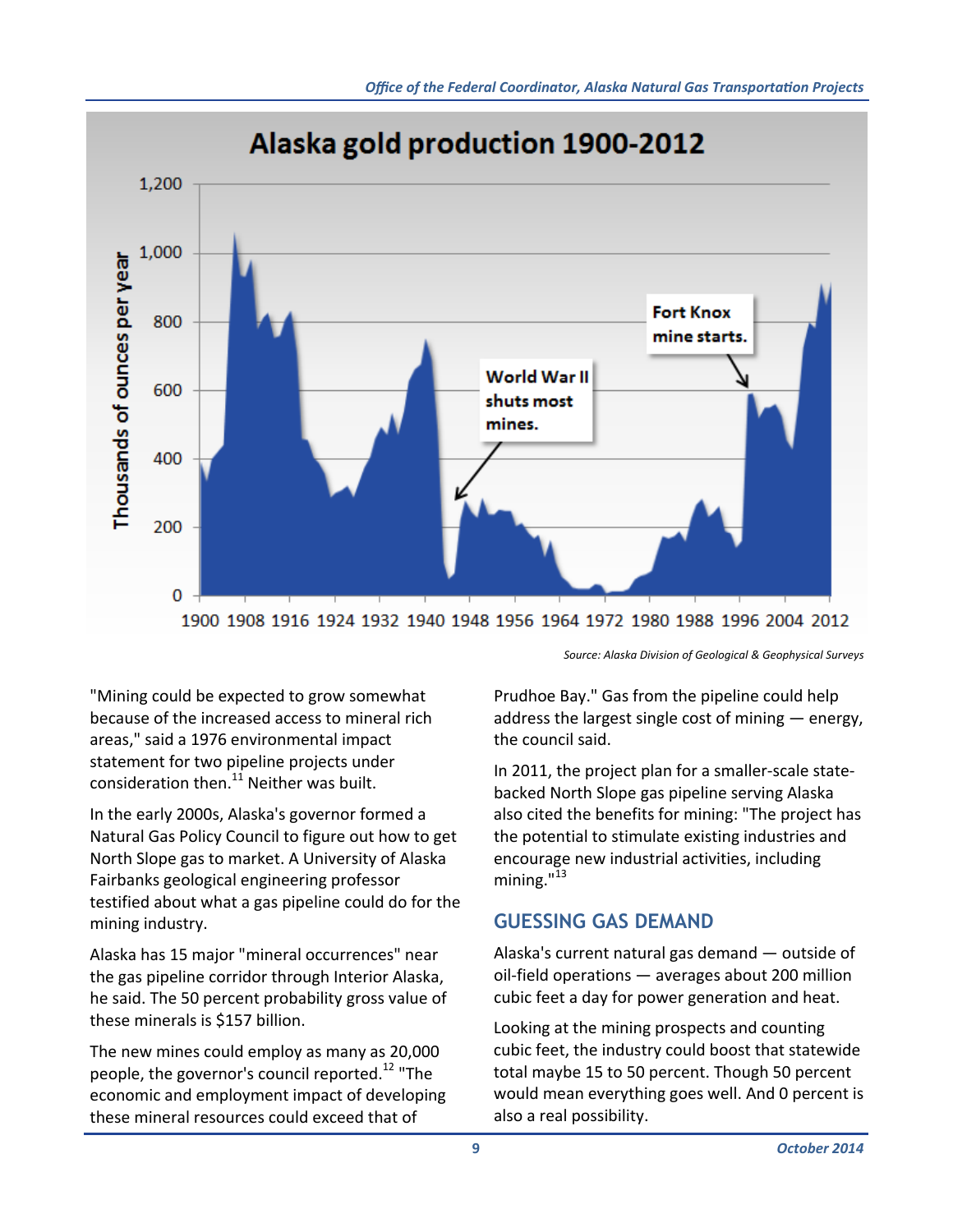## Alaska gold production 1900-2012

Source: Alaska Division of Geological & Geophysical Surveys

"Mining could be expected to grow somewhat because of the increased access to mineral rich areas," said a 1976 environmental impact statement for two pipeline projects under consideration then.[11] Neither was built.

In the early 2000s, Alaska's governor formed a Natural Gas Policy Council to figure out how to get North Slope gas to market. A University of Alaska Fairbanks geological engineering professor testified about what a gas pipeline could do for the mining industry.

Alaska has 15 major "mineral occurrences" near the gas pipeline corridor through Interior Alaska, he said. The 50 percent probability gross value of these minerals is $157 billion.

The new mines could employ as many as 20,000 people, the governor's council reported.[12] "The economic and employment impact of developing these mineral resources could exceed that of Prudhoe Bay." Gas from the pipeline could help address the largest single cost of mining — energy, the council said.

In 2011, the project plan for a smaller-scale state-backed North Slope gas pipeline serving Alaska also cited the benefits for mining: "The project has the potential to stimulate existing industries and encourage new industrial activities, including mining."[13]

## GUESSING GAS DEMAND

Alaska's current natural gas demand — outside of oil-field operations — averages about 200 million cubic feet a day for power generation and heat.

Looking at the mining prospects and counting cubic feet, the industry could boost that statewide total maybe 15 to 50 percent. Though 50 percent would mean everything goes well. And 0 percent is also a real possibility.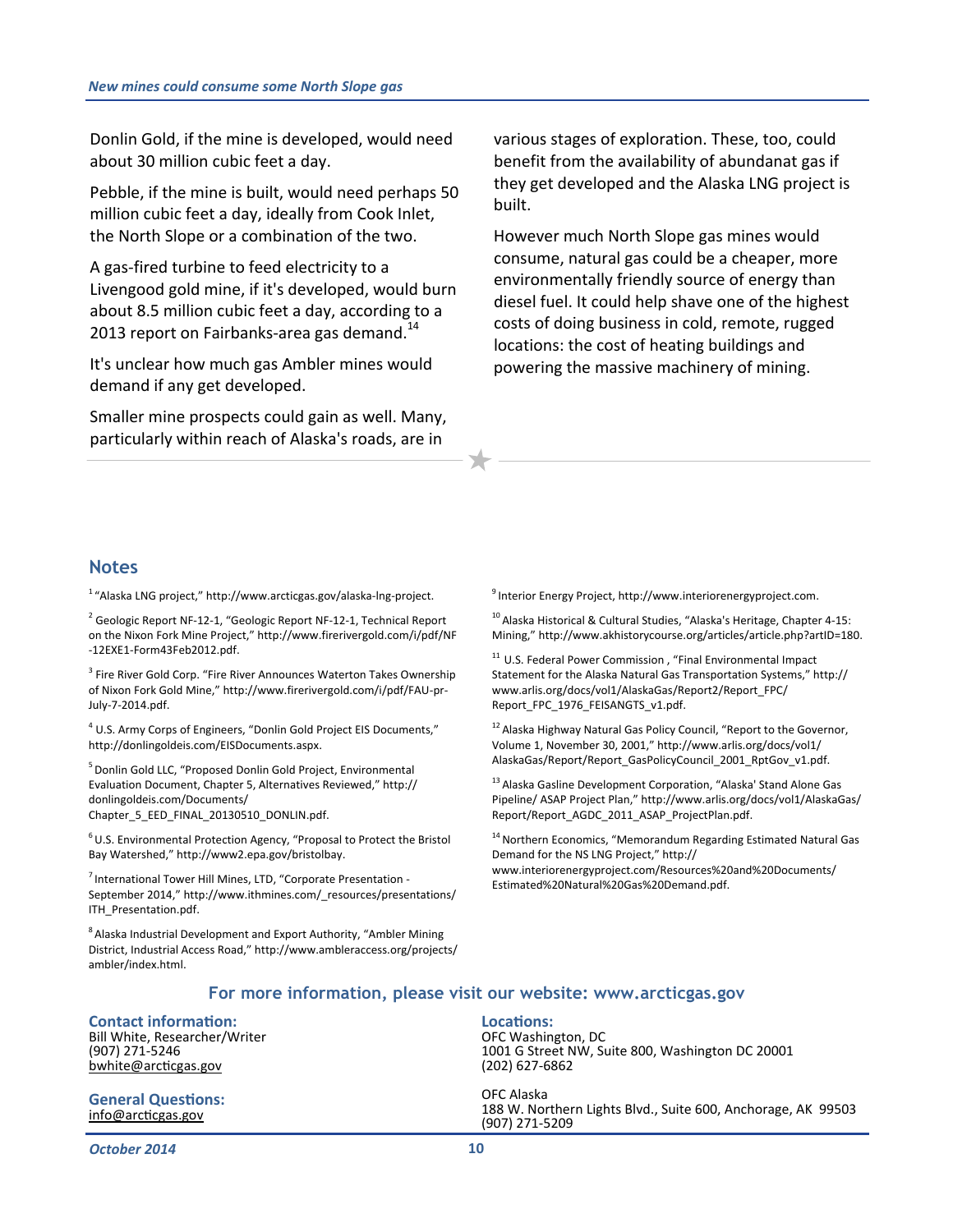Donlin Gold, if the mine is developed, would need about 30 million cubic feet a day.

Pebble, if the mine is built, would need perhaps 50 million cubic feet a day, ideally from Cook Inlet, the North Slope or a combination of the two.

A gas-fired turbine to feed electricity to a Livengood gold mine, if it's developed, would burn about 8.5 million cubic feet a day, according to a 2013 report on Fairbanks-area gas demand.[14]

It's unclear how much gas Ambler mines would demand if any get developed.

Smaller mine prospects could gain as well. Many, particularly within reach of Alaska's roads, are in various stages of exploration. These, too, could benefit from the availability of abundanat gas if they get developed and the Alaska LNG project is built.

However much North Slope gas mines would consume, natural gas could be a cheaper, more environmentally friendly source of energy than diesel fuel. It could help shave one of the highest costs of doing business in cold, remote, rugged locations: the cost of heating buildings and powering the massive machinery of mining.

## Notes

[1] "Alaska LNG project," http://www.arcticgas.gov/alaska-lng-project.

[2] Geologic Report NF-12-1, "Geologic Report NF-12-1, Technical Report on the Nixon Fork Mine Project," http://www.firerivergold.com/i/pdf/NF-12EXE1-Form43Feb2012.pdf.

[3] Fire River Gold Corp. "Fire River Announces Waterton Takes Ownership of Nixon Fork Gold Mine," http://www.firerivergold.com/i/pdf/FAU-pr-July-7-2014.pdf.

[4] U.S. Army Corps of Engineers, "Donlin Gold Project EIS Documents," http://donlingoldeis.com/EISDocuments.aspx.

[5] Donlin Gold LLC, "Proposed Donlin Gold Project, Environmental Evaluation Document, Chapter 5, Alternatives Reviewed," http://donlingoldeis.com/Documents/Chapter_5_EED_FINAL_20130510_DONLIN.pdf.

[6] U.S. Environmental Protection Agency, "Proposal to Protect the Bristol Bay Watershed," http://www2.epa.gov/bristolbay.

[7] International Tower Hill Mines, LTD, "Corporate Presentation - September 2014," http://www.ithmines.com/_resources/presentations/ITH_Presentation.pdf.

[8] Alaska Industrial Development and Export Authority, "Ambler Mining District, Industrial Access Road," http://www.ambleraccess.org/projects/ambler/index.html.

[9] Interior Energy Project, http://www.interiorenergyproject.com.

[10] Alaska Historical & Cultural Studies, "Alaska's Heritage, Chapter 4-15: Mining," http://www.akhistorycourse.org/articles/article.php?artID=180.

[11] U.S. Federal Power Commission , "Final Environmental Impact Statement for the Alaska Natural Gas Transportation Systems," http://www.arlis.org/docs/vol1/AlaskaGas/Report2/Report_FPC/Report_FPC_1976_FEISANGTS_v1.pdf.

[12] Alaska Highway Natural Gas Policy Council, "Report to the Governor, Volume 1, November 30, 2001," http://www.arlis.org/docs/vol1/AlaskaGas/Report/Report_GasPolicyCouncil_2001_RptGov_v1.pdf.

[13] Alaska Gasline Development Corporation, "Alaska' Stand Alone Gas Pipeline/ ASAP Project Plan," http://www.arlis.org/docs/vol1/AlaskaGas/Report/Report_AGDC_2011_ASAP_ProjectPlan.pdf.

[14] Northern Economics, "Memorandum Regarding Estimated Natural Gas Demand for the NS LNG Project," http://www.interiorenergyproject.com/Resources%20and%20Documents/Estimated%20Natural%20Gas%20Demand.pdf.

**For more information, please visit our website: www.arcticgas.gov**

**Contact information:**
Bill White, Researcher/Writer
(907) 271-5246
bwhite@arcticgas.gov

**General Questions:**
info@arcticgas.gov

**Locations:**
OFC Washington, DC
1001 G Street NW, Suite 800, Washington DC 20001
(202) 627-6862

OFC Alaska
188 W. Northern Lights Blvd., Suite 600, Anchorage, AK 99503
(907) 271-5209